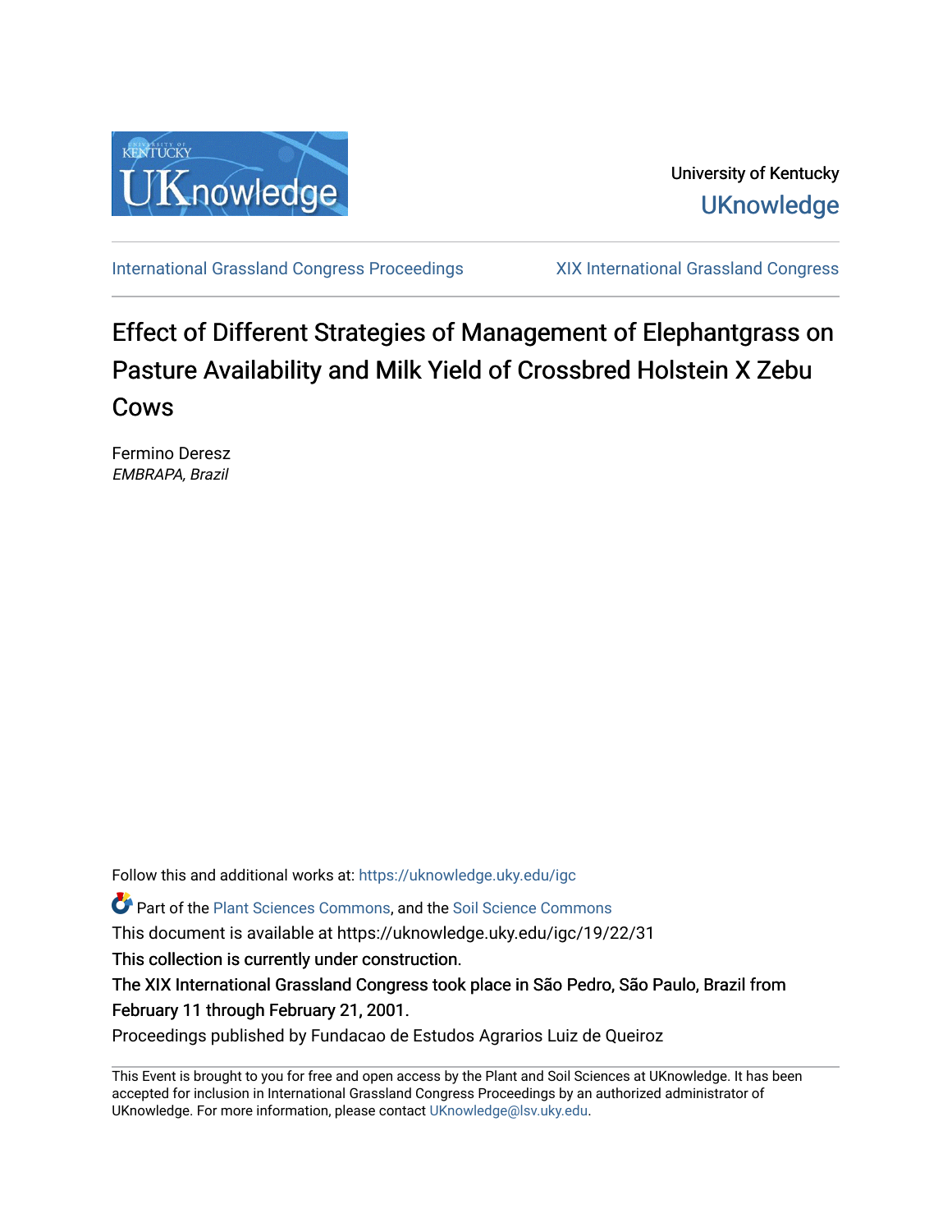University of Kentucky
UKnowledge

International Grassland Congress Proceedings | XIX International Grassland Congress

# Effect of Different Strategies of Management of Elephantgrass on Pasture Availability and Milk Yield of Crossbred Holstein X Zebu Cows

Fermino Deresz
*EMBRAPA, Brazil*

Follow this and additional works at: https://uknowledge.uky.edu/igc

Part of the Plant Sciences Commons, and the Soil Science Commons

This document is available at https://uknowledge.uky.edu/igc/19/22/31

This collection is currently under construction.

The XIX International Grassland Congress took place in São Pedro, São Paulo, Brazil from February 11 through February 21, 2001.

Proceedings published by Fundacao de Estudos Agrarios Luiz de Queiroz

This Event is brought to you for free and open access by the Plant and Soil Sciences at UKnowledge. It has been accepted for inclusion in International Grassland Congress Proceedings by an authorized administrator of UKnowledge. For more information, please contact UKnowledge@lsv.uky.edu.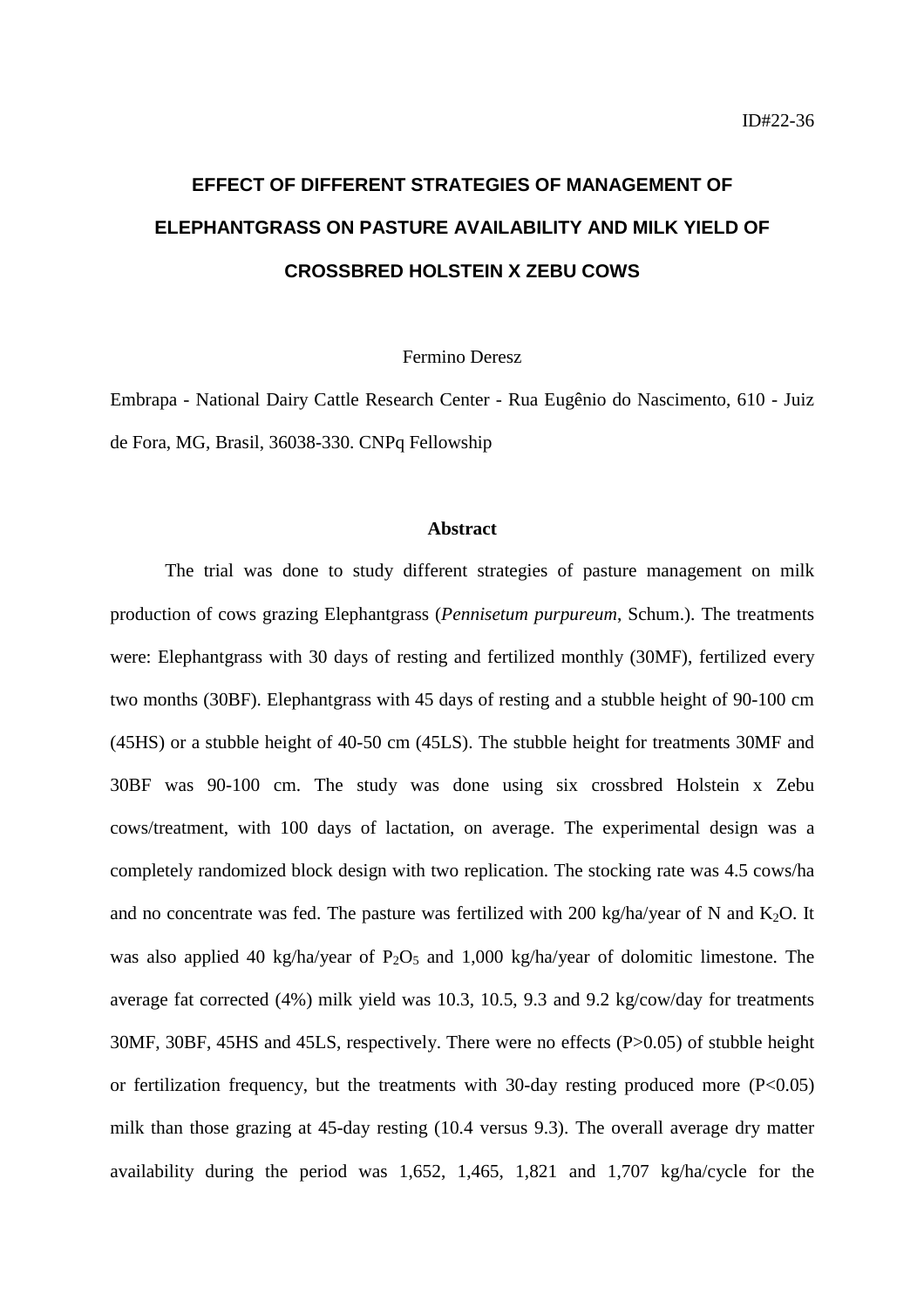ID#22-36

# EFFECT OF DIFFERENT STRATEGIES OF MANAGEMENT OF ELEPHANTGRASS ON PASTURE AVAILABILITY AND MILK YIELD OF CROSSBRED HOLSTEIN X ZEBU COWS

Fermino Deresz

Embrapa - National Dairy Cattle Research Center - Rua Eugênio do Nascimento, 610 - Juiz de Fora, MG, Brasil, 36038-330. CNPq Fellowship

**Abstract**

The trial was done to study different strategies of pasture management on milk production of cows grazing Elephantgrass (*Pennisetum purpureum*, Schum.). The treatments were: Elephantgrass with 30 days of resting and fertilized monthly (30MF), fertilized every two months (30BF). Elephantgrass with 45 days of resting and a stubble height of 90-100 cm (45HS) or a stubble height of 40-50 cm (45LS). The stubble height for treatments 30MF and 30BF was 90-100 cm. The study was done using six crossbred Holstein x Zebu cows/treatment, with 100 days of lactation, on average. The experimental design was a completely randomized block design with two replication. The stocking rate was 4.5 cows/ha and no concentrate was fed. The pasture was fertilized with 200 kg/ha/year of N and $K_2O$. It was also applied 40 kg/ha/year of $P_2O_5$ and 1,000 kg/ha/year of dolomitic limestone. The average fat corrected (4%) milk yield was 10.3, 10.5, 9.3 and 9.2 kg/cow/day for treatments 30MF, 30BF, 45HS and 45LS, respectively. There were no effects ($P>0.05$) of stubble height or fertilization frequency, but the treatments with 30-day resting produced more ($P<0.05$) milk than those grazing at 45-day resting (10.4 versus 9.3). The overall average dry matter availability during the period was 1,652, 1,465, 1,821 and 1,707 kg/ha/cycle for the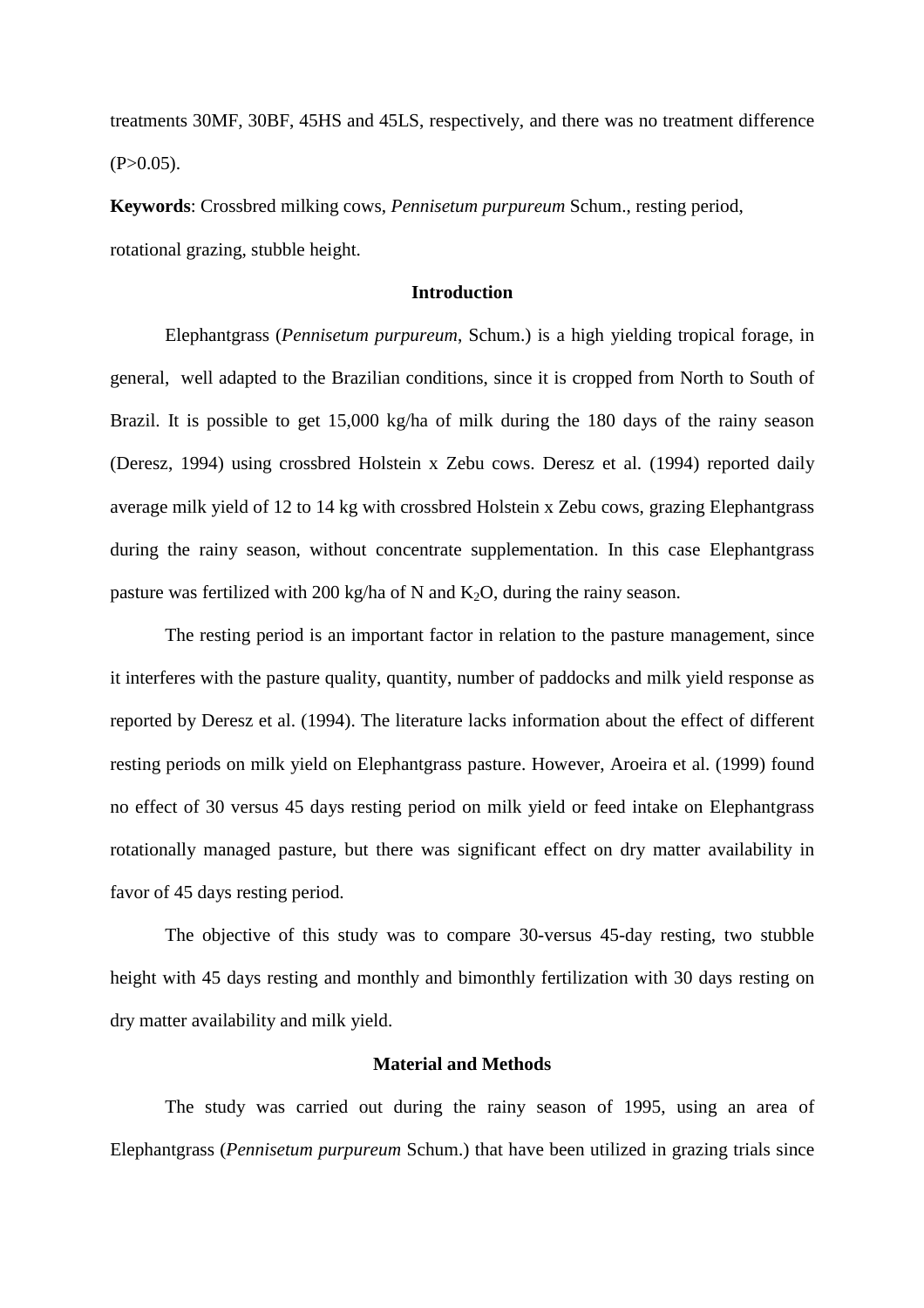treatments 30MF, 30BF, 45HS and 45LS, respectively, and there was no treatment difference ($P>0.05$).

**Keywords**: Crossbred milking cows, *Pennisetum purpureum* Schum., resting period, rotational grazing, stubble height.

## Introduction

Elephantgrass (*Pennisetum purpureum*, Schum.) is a high yielding tropical forage, in general, well adapted to the Brazilian conditions, since it is cropped from North to South of Brazil. It is possible to get 15,000 kg/ha of milk during the 180 days of the rainy season (Deresz, 1994) using crossbred Holstein x Zebu cows. Deresz et al. (1994) reported daily average milk yield of 12 to 14 kg with crossbred Holstein x Zebu cows, grazing Elephantgrass during the rainy season, without concentrate supplementation. In this case Elephantgrass pasture was fertilized with 200 kg/ha of N and $K_2O$, during the rainy season.

The resting period is an important factor in relation to the pasture management, since it interferes with the pasture quality, quantity, number of paddocks and milk yield response as reported by Deresz et al. (1994). The literature lacks information about the effect of different resting periods on milk yield on Elephantgrass pasture. However, Aroeira et al. (1999) found no effect of 30 versus 45 days resting period on milk yield or feed intake on Elephantgrass rotationally managed pasture, but there was significant effect on dry matter availability in favor of 45 days resting period.

The objective of this study was to compare 30-versus 45-day resting, two stubble height with 45 days resting and monthly and bimonthly fertilization with 30 days resting on dry matter availability and milk yield.

## Material and Methods

The study was carried out during the rainy season of 1995, using an area of Elephantgrass (*Pennisetum purpureum* Schum.) that have been utilized in grazing trials since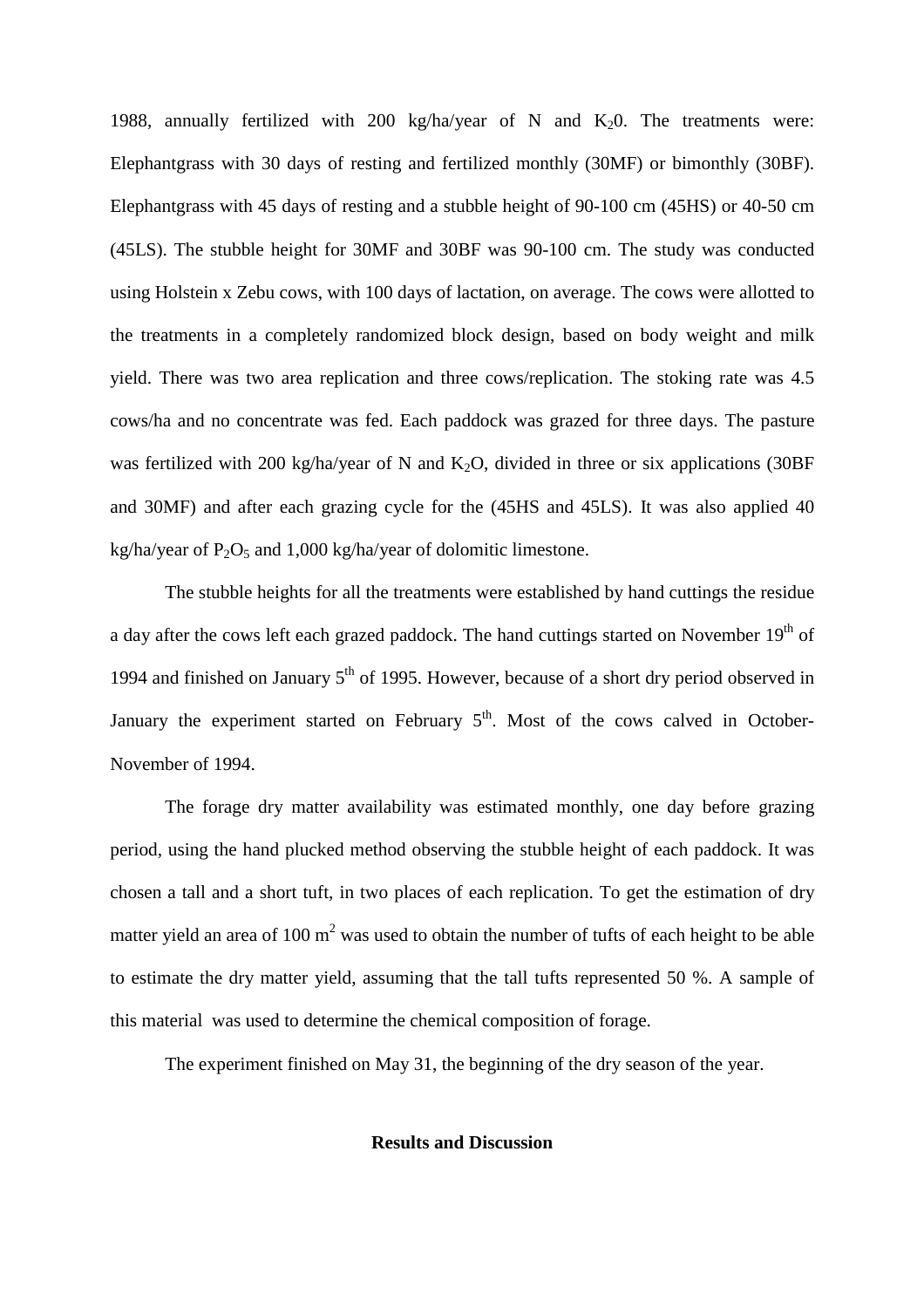1988, annually fertilized with 200 kg/ha/year of N and $K_20$. The treatments were: Elephantgrass with 30 days of resting and fertilized monthly (30MF) or bimonthly (30BF). Elephantgrass with 45 days of resting and a stubble height of 90-100 cm (45HS) or 40-50 cm (45LS). The stubble height for 30MF and 30BF was 90-100 cm. The study was conducted using Holstein x Zebu cows, with 100 days of lactation, on average. The cows were allotted to the treatments in a completely randomized block design, based on body weight and milk yield. There was two area replication and three cows/replication. The stoking rate was 4.5 cows/ha and no concentrate was fed. Each paddock was grazed for three days. The pasture was fertilized with 200 kg/ha/year of N and $K_2O$, divided in three or six applications (30BF and 30MF) and after each grazing cycle for the (45HS and 45LS). It was also applied 40 kg/ha/year of $P_2O_5$ and 1,000 kg/ha/year of dolomitic limestone.

The stubble heights for all the treatments were established by hand cuttings the residue a day after the cows left each grazed paddock. The hand cuttings started on November 19th of 1994 and finished on January 5th of 1995. However, because of a short dry period observed in January the experiment started on February 5th. Most of the cows calved in October-November of 1994.

The forage dry matter availability was estimated monthly, one day before grazing period, using the hand plucked method observing the stubble height of each paddock. It was chosen a tall and a short tuft, in two places of each replication. To get the estimation of dry matter yield an area of 100 $m^2$ was used to obtain the number of tufts of each height to be able to estimate the dry matter yield, assuming that the tall tufts represented 50 %. A sample of this material was used to determine the chemical composition of forage.

The experiment finished on May 31, the beginning of the dry season of the year.

## Results and Discussion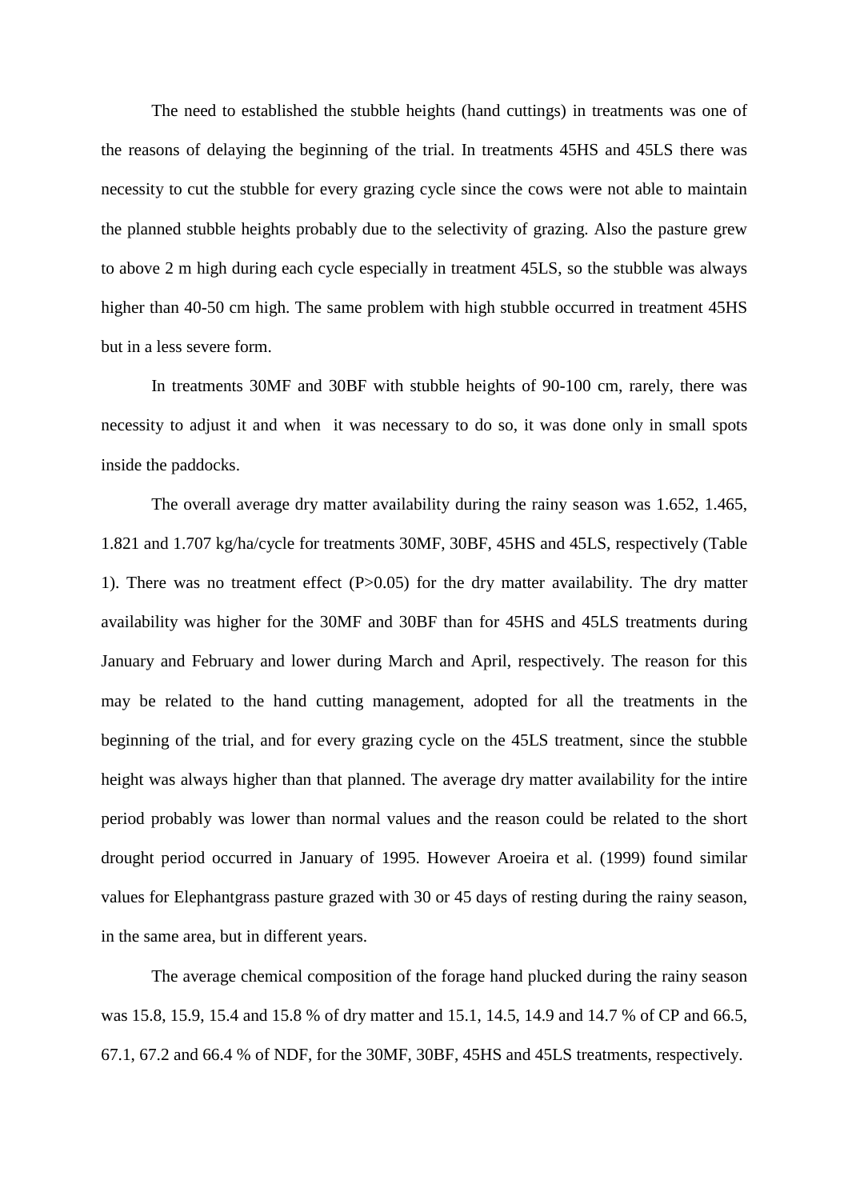The need to established the stubble heights (hand cuttings) in treatments was one of the reasons of delaying the beginning of the trial. In treatments 45HS and 45LS there was necessity to cut the stubble for every grazing cycle since the cows were not able to maintain the planned stubble heights probably due to the selectivity of grazing. Also the pasture grew to above 2 m high during each cycle especially in treatment 45LS, so the stubble was always higher than 40-50 cm high. The same problem with high stubble occurred in treatment 45HS but in a less severe form.

In treatments 30MF and 30BF with stubble heights of 90-100 cm, rarely, there was necessity to adjust it and when it was necessary to do so, it was done only in small spots inside the paddocks.

The overall average dry matter availability during the rainy season was 1.652, 1.465, 1.821 and 1.707 kg/ha/cycle for treatments 30MF, 30BF, 45HS and 45LS, respectively (Table 1). There was no treatment effect (P>0.05) for the dry matter availability. The dry matter availability was higher for the 30MF and 30BF than for 45HS and 45LS treatments during January and February and lower during March and April, respectively. The reason for this may be related to the hand cutting management, adopted for all the treatments in the beginning of the trial, and for every grazing cycle on the 45LS treatment, since the stubble height was always higher than that planned. The average dry matter availability for the intire period probably was lower than normal values and the reason could be related to the short drought period occurred in January of 1995. However Aroeira et al. (1999) found similar values for Elephantgrass pasture grazed with 30 or 45 days of resting during the rainy season, in the same area, but in different years.

The average chemical composition of the forage hand plucked during the rainy season was 15.8, 15.9, 15.4 and 15.8 % of dry matter and 15.1, 14.5, 14.9 and 14.7 % of CP and 66.5, 67.1, 67.2 and 66.4 % of NDF, for the 30MF, 30BF, 45HS and 45LS treatments, respectively.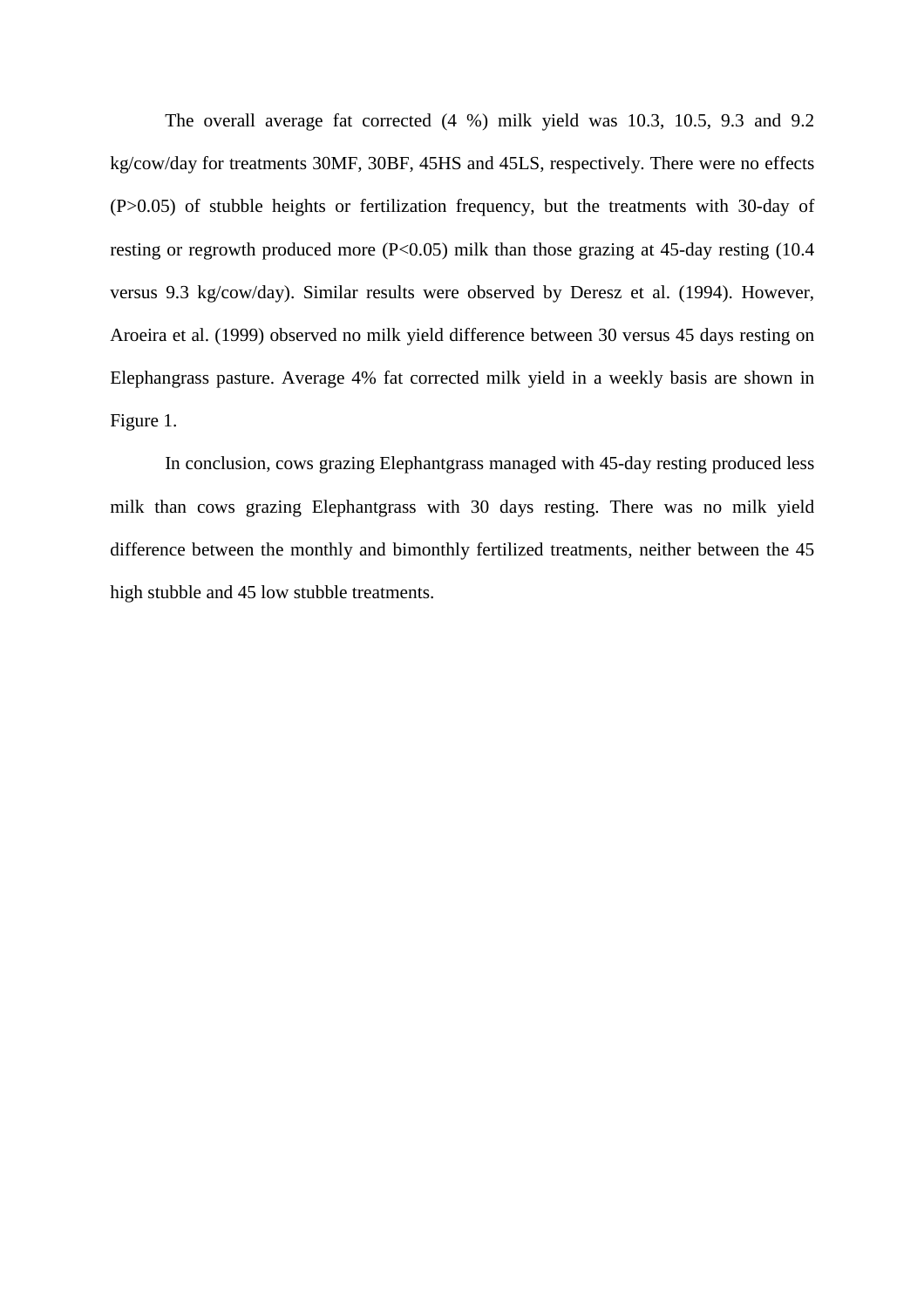The overall average fat corrected (4 %) milk yield was 10.3, 10.5, 9.3 and 9.2 kg/cow/day for treatments 30MF, 30BF, 45HS and 45LS, respectively. There were no effects ($P>0.05$) of stubble heights or fertilization frequency, but the treatments with 30-day of resting or regrowth produced more ($P<0.05$) milk than those grazing at 45-day resting (10.4 versus 9.3 kg/cow/day). Similar results were observed by Deresz et al. (1994). However, Aroeira et al. (1999) observed no milk yield difference between 30 versus 45 days resting on Elephangrass pasture. Average 4% fat corrected milk yield in a weekly basis are shown in Figure 1.

In conclusion, cows grazing Elephantgrass managed with 45-day resting produced less milk than cows grazing Elephantgrass with 30 days resting. There was no milk yield difference between the monthly and bimonthly fertilized treatments, neither between the 45 high stubble and 45 low stubble treatments.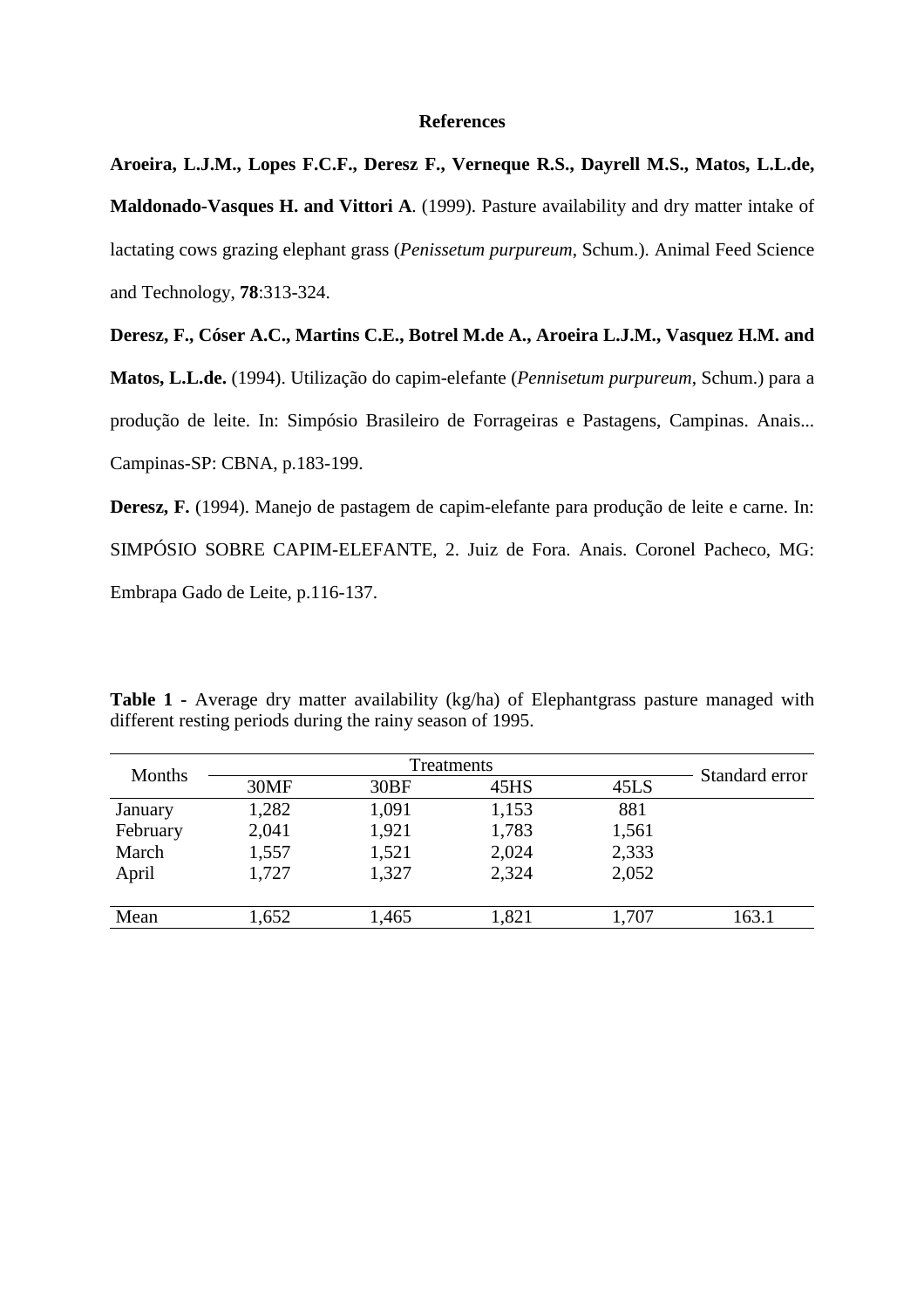## References

**Aroeira, L.J.M., Lopes F.C.F., Deresz F., Verneque R.S., Dayrell M.S., Matos, L.L.de, Maldonado-Vasques H. and Vittori A**. (1999). Pasture availability and dry matter intake of lactating cows grazing elephant grass (*Penissetum purpureum*, Schum.). Animal Feed Science and Technology, **78**:313-324.

**Deresz, F., Cóser A.C., Martins C.E., Botrel M.de A., Aroeira L.J.M., Vasquez H.M. and Matos, L.L.de.** (1994). Utilização do capim-elefante (*Pennisetum purpureum*, Schum.) para a produção de leite. In: Simpósio Brasileiro de Forrageiras e Pastagens, Campinas. Anais... Campinas-SP: CBNA, p.183-199.

**Deresz, F.** (1994). Manejo de pastagem de capim-elefante para produção de leite e carne. In: SIMPÓSIO SOBRE CAPIM-ELEFANTE, 2. Juiz de Fora. Anais. Coronel Pacheco, MG: Embrapa Gado de Leite, p.116-137.

**Table 1 -** Average dry matter availability (kg/ha) of Elephantgrass pasture managed with different resting periods during the rainy season of 1995.

| Months | Treatments | | | | Standard error |
|---|---|---|---|---|---|
| | 30MF | 30BF | 45HS | 45LS | |
| January | 1,282 | 1,091 | 1,153 | 881 | |
| February | 2,041 | 1,921 | 1,783 | 1,561 | |
| March | 1,557 | 1,521 | 2,024 | 2,333 | |
| April | 1,727 | 1,327 | 2,324 | 2,052 | |
| Mean | 1,652 | 1,465 | 1,821 | 1,707 | 163.1 |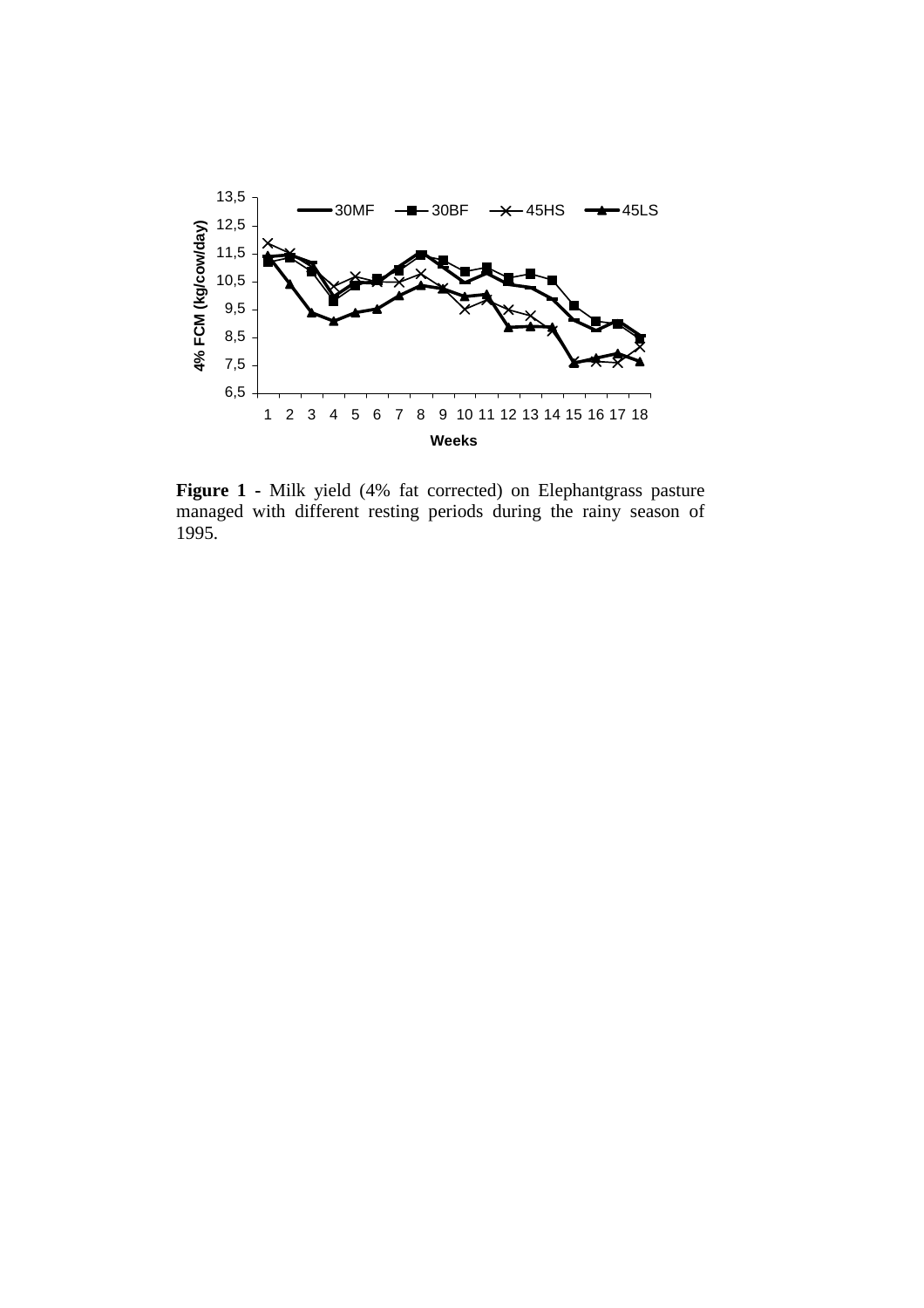13,5
12,5
11,5
10,5
9,5
8,5
7,5
6,5

4% FCM (kg/cow/day)

30MF 30BF 45HS 45LS

1 2 3 4 5 6 7 8 9 10 11 12 13 14 15 16 17 18

Weeks

**Figure 1 -** Milk yield (4% fat corrected) on Elephantgrass pasture managed with different resting periods during the rainy season of 1995.